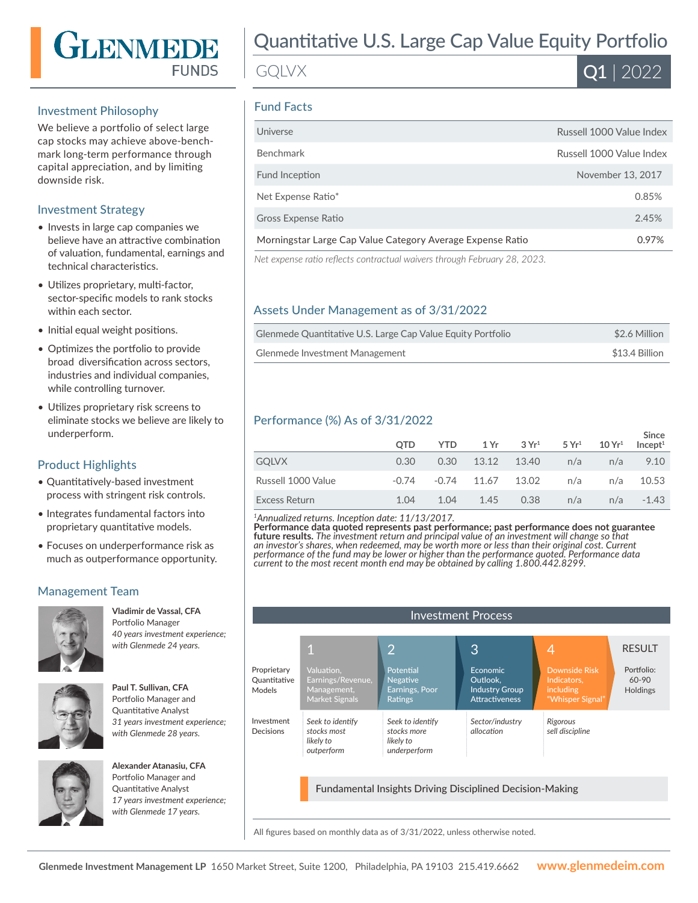# GLENMEDE FUNDS

# Quantitative U.S. Large Cap Value Equity Portfolio

GQLVX

**Q1** | 2022

## Investment Philosophy

We believe a portfolio of select large cap stocks may achieve above-benchmark long-term performance through capital appreciation, and by limiting downside risk.

## Investment Strategy

- Invests in large cap companies we believe have an attractive combination of valuation, fundamental, earnings and technical characteristics.
- Utilizes proprietary, multi-factor, sector-specific models to rank stocks within each sector.
- Initial equal weight positions.
- Optimizes the portfolio to provide broad diversification across sectors, industries and individual companies, while controlling turnover.
- Utilizes proprietary risk screens to eliminate stocks we believe are likely to underperform.

## Product Highlights

- Quantitatively-based investment process with stringent risk controls.
- Integrates fundamental factors into proprietary quantitative models.
- Focuses on underperformance risk as much as outperformance opportunity.

## Management Team

**Vladimir de Vassal, CFA**
Portfolio Manager
*40 years investment experience; with Glenmede 24 years.*

**Paul T. Sullivan, CFA**
Portfolio Manager and Quantitative Analyst
*31 years investment experience; with Glenmede 28 years.*

**Alexander Atanasiu, CFA**
Portfolio Manager and Quantitative Analyst
*17 years investment experience; with Glenmede 17 years.*

## Fund Facts

| | |
|---|---|
| Universe | Russell 1000 Value Index |
| Benchmark | Russell 1000 Value Index |
| Fund Inception | November 13, 2017 |
| Net Expense Ratio* | 0.85% |
| Gross Expense Ratio | 2.45% |
| Morningstar Large Cap Value Category Average Expense Ratio | 0.97% |

*Net expense ratio reflects contractual waivers through February 28, 2023.*

## Assets Under Management as of 3/31/2022

| | |
|---|---|
| Glenmede Quantitative U.S. Large Cap Value Equity Portfolio | $2.6 Million |
| Glenmede Investment Management | $13.4 Billion |

## Performance (%) As of 3/31/2022

| | QTD | YTD | 1 Yr | 3 Yr[1] | 5 Yr[1] | 10 Yr[1] | Since Incept[1] |
|---|---|---|---|---|---|---|---|
| GQLVX | 0.30 | 0.30 | 13.12 | 13.40 | n/a | n/a | 9.10 |
| Russell 1000 Value | -0.74 | -0.74 | 11.67 | 13.02 | n/a | n/a | 10.53 |
| Excess Return | 1.04 | 1.04 | 1.45 | 0.38 | n/a | n/a | -1.43 |

[1]*Annualized returns. Inception date: 11/13/2017.*
**Performance data quoted represents past performance; past performance does not guarantee future results.** *The investment return and principal value of an investment will change so that an investor's shares, when redeemed, may be worth more or less than their original cost. Current performance of the fund may be lower or higher than the performance quoted. Performance data current to the most recent month end may be obtained by calling 1.800.442.8299.*

## Investment Process

| | 1 | 2 | 3 | 4 | RESULT |
|---|---|---|---|---|---|
| Proprietary Quantitative Models | Valuation, Earnings/Revenue, Management, Market Signals | Potential Negative Earnings, Poor Ratings | Economic Outlook, Industry Group Attractiveness | Downside Risk Indicators, including "Whisper Signal" | Portfolio: 60-90 Holdings |
| Investment Decisions | *Seek to identify stocks most likely to outperform* | *Seek to identify stocks more likely to underperform* | *Sector/industry allocation* | *Rigorous sell discipline* | |

Fundamental Insights Driving Disciplined Decision-Making

All figures based on monthly data as of 3/31/2022, unless otherwise noted.

**Glenmede Investment Management LP** 1650 Market Street, Suite 1200, Philadelphia, PA 19103 215.419.6662 **www.glenmedeim.com**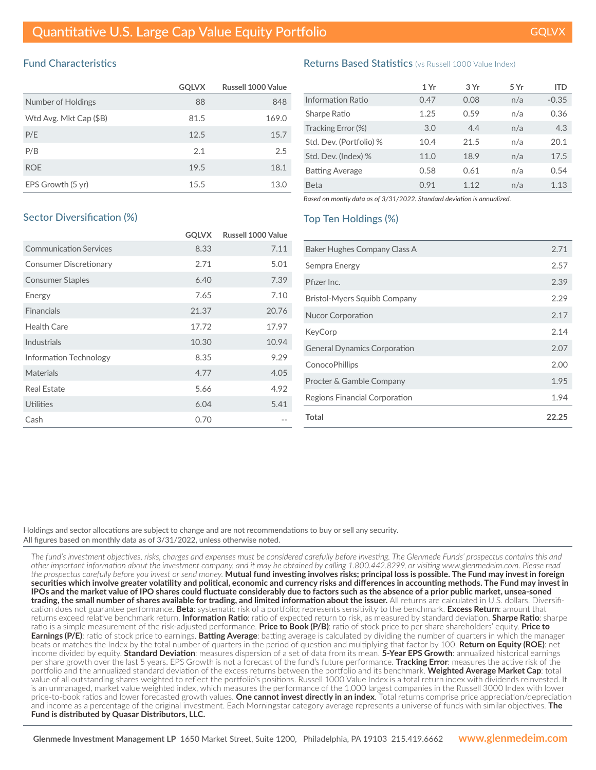# Quantitative U.S. Large Cap Value Equity Portfolio

GQLVX

## Fund Characteristics

| | GQLVX | Russell 1000 Value |
|---|---|---|
| Number of Holdings | 88 | 848 |
| Wtd Avg. Mkt Cap ($B) | 81.5 | 169.0 |
| P/E | 12.5 | 15.7 |
| P/B | 2.1 | 2.5 |
| ROE | 19.5 | 18.1 |
| EPS Growth (5 yr) | 15.5 | 13.0 |

## Returns Based Statistics (vs Russell 1000 Value Index)

| | 1 Yr | 3 Yr | 5 Yr | ITD |
|---|---|---|---|---|
| Information Ratio | 0.47 | 0.08 | n/a | -0.35 |
| Sharpe Ratio | 1.25 | 0.59 | n/a | 0.36 |
| Tracking Error (%) | 3.0 | 4.4 | n/a | 4.3 |
| Std. Dev. (Portfolio) % | 10.4 | 21.5 | n/a | 20.1 |
| Std. Dev. (Index) % | 11.0 | 18.9 | n/a | 17.5 |
| Batting Average | 0.58 | 0.61 | n/a | 0.54 |
| Beta | 0.91 | 1.12 | n/a | 1.13 |

*Based on montly data as of 3/31/2022. Standard deviation is annualized.*

## Sector Diversification (%)

| | GQLVX | Russell 1000 Value |
|---|---|---|
| Communication Services | 8.33 | 7.11 |
| Consumer Discretionary | 2.71 | 5.01 |
| Consumer Staples | 6.40 | 7.39 |
| Energy | 7.65 | 7.10 |
| Financials | 21.37 | 20.76 |
| Health Care | 17.72 | 17.97 |
| Industrials | 10.30 | 10.94 |
| Information Technology | 8.35 | 9.29 |
| Materials | 4.77 | 4.05 |
| Real Estate | 5.66 | 4.92 |
| Utilities | 6.04 | 5.41 |
| Cash | 0.70 | -- |

## Top Ten Holdings (%)

| | |
|---|---|
| Baker Hughes Company Class A | 2.71 |
| Sempra Energy | 2.57 |
| Pfizer Inc. | 2.39 |
| Bristol-Myers Squibb Company | 2.29 |
| Nucor Corporation | 2.17 |
| KeyCorp | 2.14 |
| General Dynamics Corporation | 2.07 |
| ConocoPhillips | 2.00 |
| Procter & Gamble Company | 1.95 |
| Regions Financial Corporation | 1.94 |
| **Total** | **22.25** |

Holdings and sector allocations are subject to change and are not recommendations to buy or sell any security.
All figures based on monthly data as of 3/31/2022, unless otherwise noted.

*The fund's investment objectives, risks, charges and expenses must be considered carefully before investing. The Glenmede Funds' prospectus contains this and other important information about the investment company, and it may be obtained by calling 1.800.442.8299, or visiting www.glenmedeim.com. Please read the prospectus carefully before you invest or send money.* **Mutual fund investing involves risks; principal loss is possible. The Fund may invest in foreign securities which involve greater volatility and political, economic and currency risks and differences in accounting methods. The Fund may invest in IPOs and the market value of IPO shares could fluctuate considerably due to factors such as the absence of a prior public market, unsea-soned trading, the small number of shares available for trading, and limited information about the issuer.** All returns are calculated in U.S. dollars. Diversification does not guarantee performance. **Beta**: systematic risk of a portfolio; represents sensitivity to the benchmark. **Excess Return**: amount that returns exceed relative benchmark return. **Information Ratio**: ratio of expected return to risk, as measured by standard deviation. **Sharpe Ratio**: sharpe ratio is a simple measurement of the risk-adjusted performance. **Price to Book (P/B)**: ratio of stock price to per share shareholders' equity. **Price to Earnings (P/E)**: ratio of stock price to earnings. **Batting Average**: batting average is calculated by dividing the number of quarters in which the manager beats or matches the Index by the total number of quarters in the period of question and multiplying that factor by 100. **Return on Equity (ROE)**: net income divided by equity. **Standard Deviation**: measures dispersion of a set of data from its mean. **5-Year EPS Growth**: annualized historical earnings per share growth over the last 5 years. EPS Growth is not a forecast of the fund's future performance. **Tracking Error**: measures the active risk of the portfolio and the annualized standard deviation of the excess returns between the portfolio and its benchmark. **Weighted Average Market Cap**: total value of all outstanding shares weighted to reflect the portfolio's positions. Russell 1000 Value Index is a total return index with dividends reinvested. It is an unmanaged, market value weighted index, which measures the performance of the 1,000 largest companies in the Russell 3000 Index with lower price-to-book ratios and lower forecasted growth values. **One cannot invest directly in an index**. Total returns comprise price appreciation/depreciation and income as a percentage of the original investment. Each Morningstar category average represents a universe of funds with similar objectives. **The Fund is distributed by Quasar Distributors, LLC.**

**Glenmede Investment Management LP** 1650 Market Street, Suite 1200, Philadelphia, PA 19103 215.419.6662 **www.glenmedeim.com**